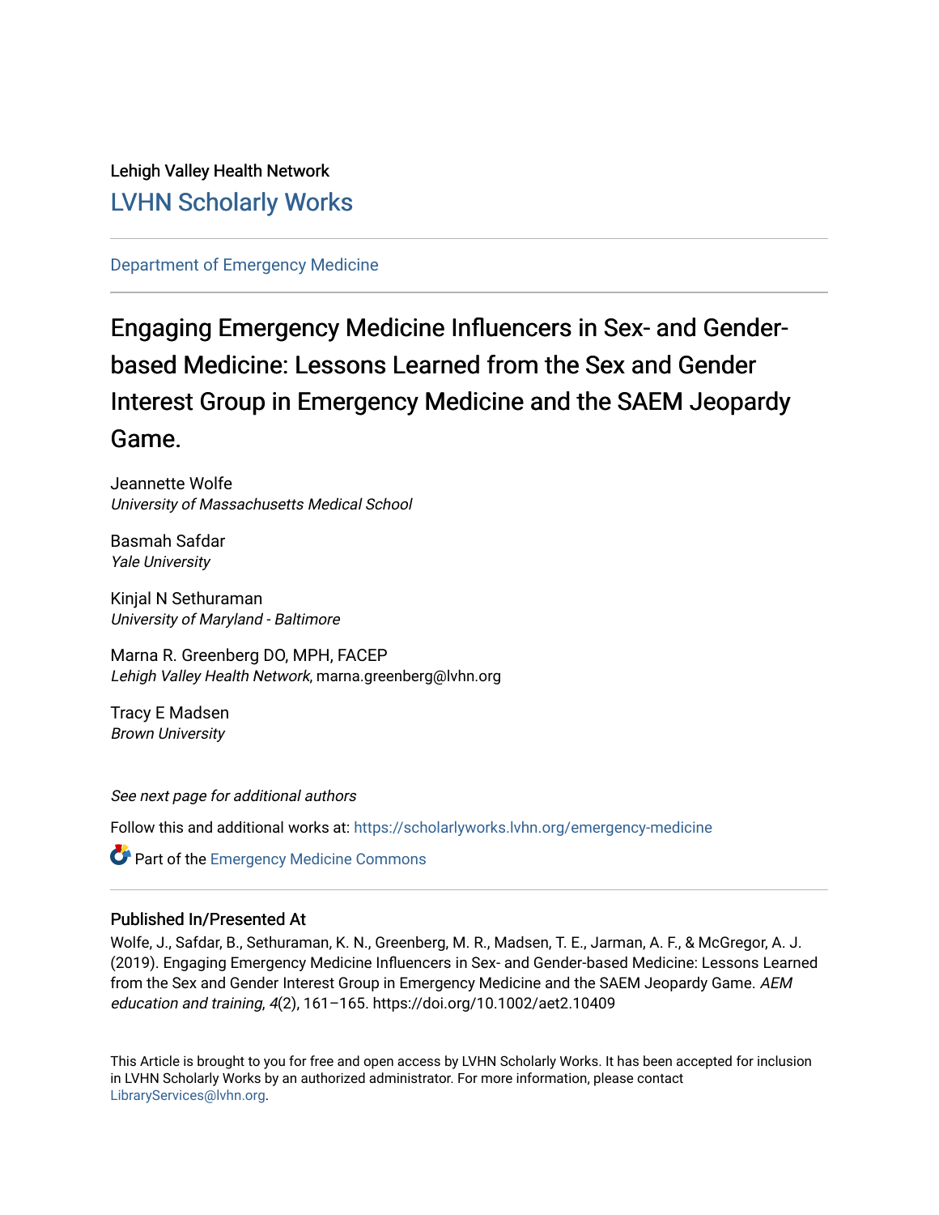Lehigh Valley Health Network

LVHN Scholarly Works

Department of Emergency Medicine

# Engaging Emergency Medicine Influencers in Sex- and Gender-based Medicine: Lessons Learned from the Sex and Gender Interest Group in Emergency Medicine and the SAEM Jeopardy Game.

Jeannette Wolfe
*University of Massachusetts Medical School*

Basmah Safdar
*Yale University*

Kinjal N Sethuraman
*University of Maryland - Baltimore*

Marna R. Greenberg DO, MPH, FACEP
*Lehigh Valley Health Network*, marna.greenberg@lvhn.org

Tracy E Madsen
*Brown University*

*See next page for additional authors*

Follow this and additional works at: https://scholarlyworks.lvhn.org/emergency-medicine

Part of the Emergency Medicine Commons

## Published In/Presented At

Wolfe, J., Safdar, B., Sethuraman, K. N., Greenberg, M. R., Madsen, T. E., Jarman, A. F., & McGregor, A. J. (2019). Engaging Emergency Medicine Influencers in Sex- and Gender-based Medicine: Lessons Learned from the Sex and Gender Interest Group in Emergency Medicine and the SAEM Jeopardy Game. *AEM education and training*, *4*(2), 161–165. https://doi.org/10.1002/aet2.10409

This Article is brought to you for free and open access by LVHN Scholarly Works. It has been accepted for inclusion in LVHN Scholarly Works by an authorized administrator. For more information, please contact LibraryServices@lvhn.org.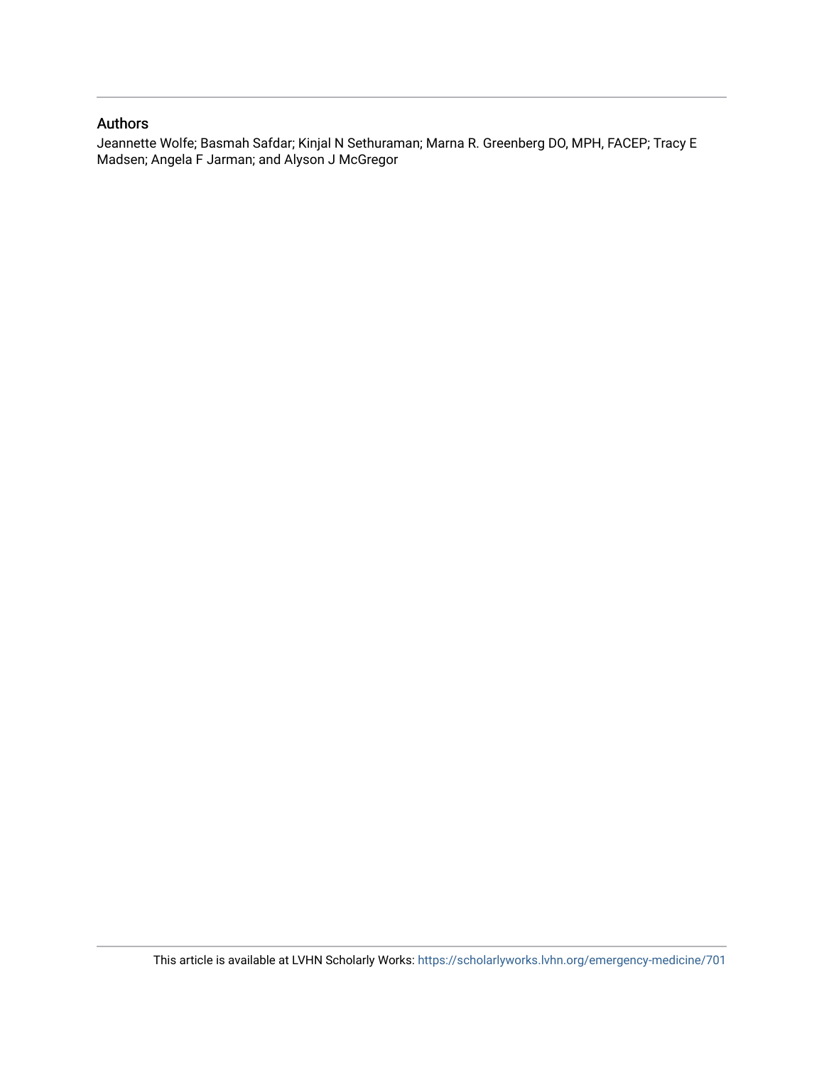## Authors

Jeannette Wolfe; Basmah Safdar; Kinjal N Sethuraman; Marna R. Greenberg DO, MPH, FACEP; Tracy E Madsen; Angela F Jarman; and Alyson J McGregor

This article is available at LVHN Scholarly Works: https://scholarlyworks.lvhn.org/emergency-medicine/701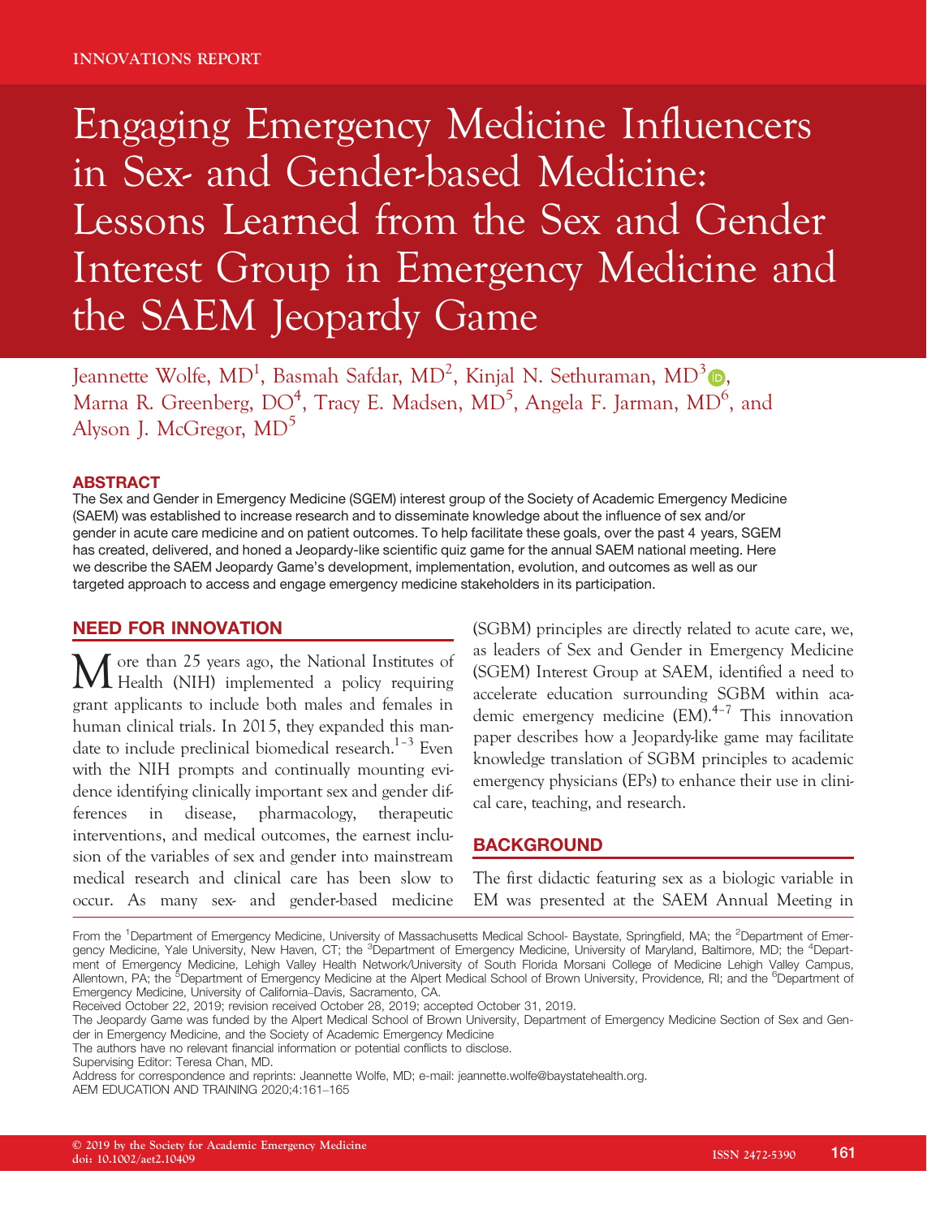INNOVATIONS REPORT

# Engaging Emergency Medicine Influencers in Sex- and Gender-based Medicine: Lessons Learned from the Sex and Gender Interest Group in Emergency Medicine and the SAEM Jeopardy Game

Jeannette Wolfe, MD[1], Basmah Safdar, MD[2], Kinjal N. Sethuraman, MD[3], Marna R. Greenberg, DO[4], Tracy E. Madsen, MD[5], Angela F. Jarman, MD[6], and Alyson J. McGregor, MD[5]

## ABSTRACT

The Sex and Gender in Emergency Medicine (SGEM) interest group of the Society of Academic Emergency Medicine (SAEM) was established to increase research and to disseminate knowledge about the influence of sex and/or gender in acute care medicine and on patient outcomes. To help facilitate these goals, over the past 4 years, SGEM has created, delivered, and honed a Jeopardy-like scientific quiz game for the annual SAEM national meeting. Here we describe the SAEM Jeopardy Game's development, implementation, evolution, and outcomes as well as our targeted approach to access and engage emergency medicine stakeholders in its participation.

## NEED FOR INNOVATION

More than 25 years ago, the National Institutes of Health (NIH) implemented a policy requiring grant applicants to include both males and females in human clinical trials. In 2015, they expanded this mandate to include preclinical biomedical research.[1–3] Even with the NIH prompts and continually mounting evidence identifying clinically important sex and gender differences in disease, pharmacology, therapeutic interventions, and medical outcomes, the earnest inclusion of the variables of sex and gender into mainstream medical research and clinical care has been slow to occur. As many sex- and gender-based medicine (SGBM) principles are directly related to acute care, we, as leaders of Sex and Gender in Emergency Medicine (SGEM) Interest Group at SAEM, identified a need to accelerate education surrounding SGBM within academic emergency medicine (EM).[4–7] This innovation paper describes how a Jeopardy-like game may facilitate knowledge translation of SGBM principles to academic emergency physicians (EPs) to enhance their use in clinical care, teaching, and research.

## BACKGROUND

The first didactic featuring sex as a biologic variable in EM was presented at the SAEM Annual Meeting in

From the [1]Department of Emergency Medicine, University of Massachusetts Medical School- Baystate, Springfield, MA; the [2]Department of Emergency Medicine, Yale University, New Haven, CT; the [3]Department of Emergency Medicine, University of Maryland, Baltimore, MD; the [4]Department of Emergency Medicine, Lehigh Valley Health Network/University of South Florida Morsani College of Medicine Lehigh Valley Campus, Allentown, PA; the [5]Department of Emergency Medicine at the Alpert Medical School of Brown University, Providence, RI; and the [6]Department of Emergency Medicine, University of California–Davis, Sacramento, CA.

Received October 22, 2019; revision received October 28, 2019; accepted October 31, 2019.

The Jeopardy Game was funded by the Alpert Medical School of Brown University, Department of Emergency Medicine Section of Sex and Gender in Emergency Medicine, and the Society of Academic Emergency Medicine

The authors have no relevant financial information or potential conflicts to disclose.

Supervising Editor: Teresa Chan, MD.

Address for correspondence and reprints: Jeannette Wolfe, MD; e-mail: jeannette.wolfe@baystatehealth.org.

© 2019 by the Society for Academic Emergency Medicine
doi: 10.1002/aet2.10409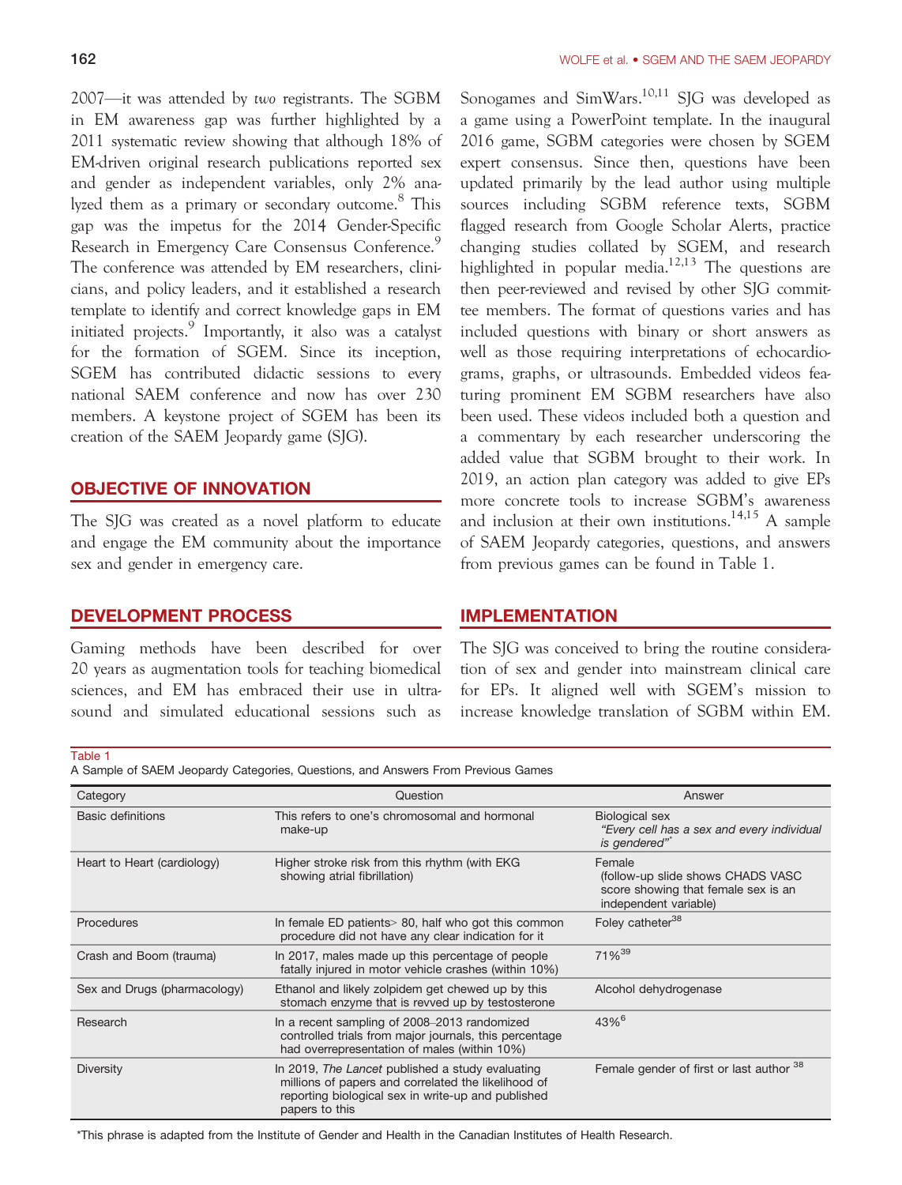2007—it was attended by *two* registrants. The SGBM in EM awareness gap was further highlighted by a 2011 systematic review showing that although 18% of EM-driven original research publications reported sex and gender as independent variables, only 2% analyzed them as a primary or secondary outcome.[8] This gap was the impetus for the 2014 Gender-Specific Research in Emergency Care Consensus Conference.[9] The conference was attended by EM researchers, clinicians, and policy leaders, and it established a research template to identify and correct knowledge gaps in EM initiated projects.[9] Importantly, it also was a catalyst for the formation of SGEM. Since its inception, SGEM has contributed didactic sessions to every national SAEM conference and now has over 230 members. A keystone project of SGEM has been its creation of the SAEM Jeopardy game (SJG).

## OBJECTIVE OF INNOVATION

The SJG was created as a novel platform to educate and engage the EM community about the importance sex and gender in emergency care.

## DEVELOPMENT PROCESS

Gaming methods have been described for over 20 years as augmentation tools for teaching biomedical sciences, and EM has embraced their use in ultrasound and simulated educational sessions such as Sonogames and SimWars.[10,11] SJG was developed as a game using a PowerPoint template. In the inaugural 2016 game, SGBM categories were chosen by SGEM expert consensus. Since then, questions have been updated primarily by the lead author using multiple sources including SGBM reference texts, SGBM flagged research from Google Scholar Alerts, practice changing studies collated by SGEM, and research highlighted in popular media.[12,13] The questions are then peer-reviewed and revised by other SJG committee members. The format of questions varies and has included questions with binary or short answers as well as those requiring interpretations of echocardiograms, graphs, or ultrasounds. Embedded videos featuring prominent EM SGBM researchers have also been used. These videos included both a question and a commentary by each researcher underscoring the added value that SGBM brought to their work. In 2019, an action plan category was added to give EPs more concrete tools to increase SGBM's awareness and inclusion at their own institutions.[14,15] A sample of SAEM Jeopardy categories, questions, and answers from previous games can be found in Table 1.

## IMPLEMENTATION

The SJG was conceived to bring the routine consideration of sex and gender into mainstream clinical care for EPs. It aligned well with SGEM's mission to increase knowledge translation of SGBM within EM.

Table 1
A Sample of SAEM Jeopardy Categories, Questions, and Answers From Previous Games

| Category | Question | Answer |
|---|---|---|
| Basic definitions | This refers to one's chromosomal and hormonal make-up | Biological sex *"Every cell has a sex and every individual is gendered"\** |
| Heart to Heart (cardiology) | Higher stroke risk from this rhythm (with EKG showing atrial fibrillation) | Female (follow-up slide shows CHADS VASC score showing that female sex is an independent variable) |
| Procedures | In female ED patients> 80, half who got this common procedure did not have any clear indication for it | Foley catheter[38] |
| Crash and Boom (trauma) | In 2017, males made up this percentage of people fatally injured in motor vehicle crashes (within 10%) | 71%[39] |
| Sex and Drugs (pharmacology) | Ethanol and likely zolpidem get chewed up by this stomach enzyme that is revved up by testosterone | Alcohol dehydrogenase |
| Research | In a recent sampling of 2008–2013 randomized controlled trials from major journals, this percentage had overrepresentation of males (within 10%) | 43%[6] |
| Diversity | In 2019, *The Lancet* published a study evaluating millions of papers and correlated the likelihood of reporting biological sex in write-up and published papers to this | Female gender of first or last author [38] |

*This phrase is adapted from the Institute of Gender and Health in the Canadian Institutes of Health Research.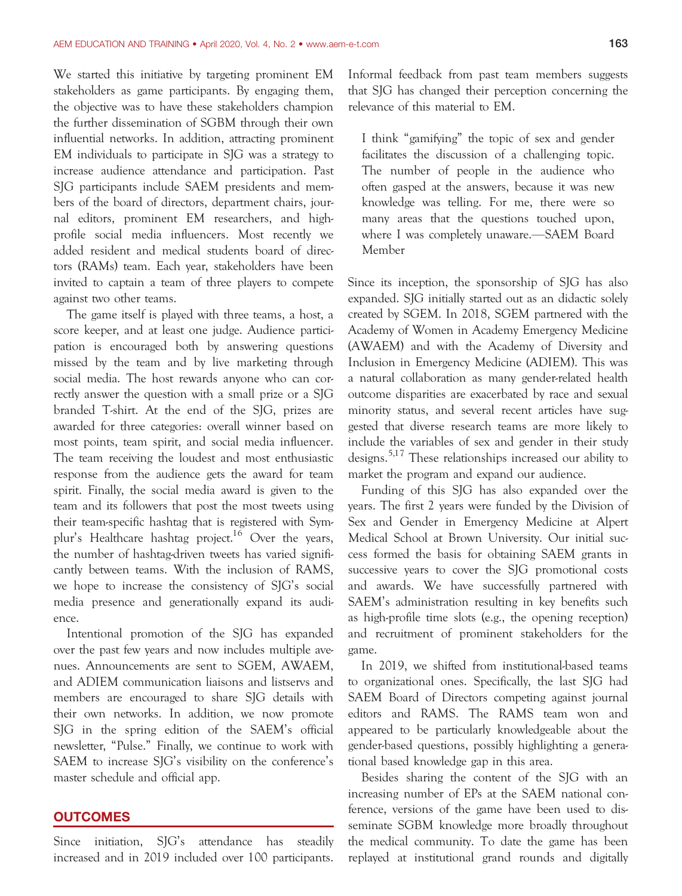We started this initiative by targeting prominent EM stakeholders as game participants. By engaging them, the objective was to have these stakeholders champion the further dissemination of SGBM through their own influential networks. In addition, attracting prominent EM individuals to participate in SJG was a strategy to increase audience attendance and participation. Past SJG participants include SAEM presidents and members of the board of directors, department chairs, journal editors, prominent EM researchers, and high-profile social media influencers. Most recently we added resident and medical students board of directors (RAMs) team. Each year, stakeholders have been invited to captain a team of three players to compete against two other teams.

The game itself is played with three teams, a host, a score keeper, and at least one judge. Audience participation is encouraged both by answering questions missed by the team and by live marketing through social media. The host rewards anyone who can correctly answer the question with a small prize or a SJG branded T-shirt. At the end of the SJG, prizes are awarded for three categories: overall winner based on most points, team spirit, and social media influencer. The team receiving the loudest and most enthusiastic response from the audience gets the award for team spirit. Finally, the social media award is given to the team and its followers that post the most tweets using their team-specific hashtag that is registered with Symplur's Healthcare hashtag project.[16] Over the years, the number of hashtag-driven tweets has varied significantly between teams. With the inclusion of RAMS, we hope to increase the consistency of SJG's social media presence and generationally expand its audience.

Intentional promotion of the SJG has expanded over the past few years and now includes multiple avenues. Announcements are sent to SGEM, AWAEM, and ADIEM communication liaisons and listservs and members are encouraged to share SJG details with their own networks. In addition, we now promote SJG in the spring edition of the SAEM's official newsletter, "Pulse." Finally, we continue to work with SAEM to increase SJG's visibility on the conference's master schedule and official app.

## OUTCOMES

Since initiation, SJG's attendance has steadily increased and in 2019 included over 100 participants. Informal feedback from past team members suggests that SJG has changed their perception concerning the relevance of this material to EM.

> I think "gamifying" the topic of sex and gender facilitates the discussion of a challenging topic. The number of people in the audience who often gasped at the answers, because it was new knowledge was telling. For me, there were so many areas that the questions touched upon, where I was completely unaware.—SAEM Board Member

Since its inception, the sponsorship of SJG has also expanded. SJG initially started out as an didactic solely created by SGEM. In 2018, SGEM partnered with the Academy of Women in Academy Emergency Medicine (AWAEM) and with the Academy of Diversity and Inclusion in Emergency Medicine (ADIEM). This was a natural collaboration as many gender-related health outcome disparities are exacerbated by race and sexual minority status, and several recent articles have suggested that diverse research teams are more likely to include the variables of sex and gender in their study designs.[5,17] These relationships increased our ability to market the program and expand our audience.

Funding of this SJG has also expanded over the years. The first 2 years were funded by the Division of Sex and Gender in Emergency Medicine at Alpert Medical School at Brown University. Our initial success formed the basis for obtaining SAEM grants in successive years to cover the SJG promotional costs and awards. We have successfully partnered with SAEM's administration resulting in key benefits such as high-profile time slots (e.g., the opening reception) and recruitment of prominent stakeholders for the game.

In 2019, we shifted from institutional-based teams to organizational ones. Specifically, the last SJG had SAEM Board of Directors competing against journal editors and RAMS. The RAMS team won and appeared to be particularly knowledgeable about the gender-based questions, possibly highlighting a generational based knowledge gap in this area.

Besides sharing the content of the SJG with an increasing number of EPs at the SAEM national conference, versions of the game have been used to disseminate SGBM knowledge more broadly throughout the medical community. To date the game has been replayed at institutional grand rounds and digitally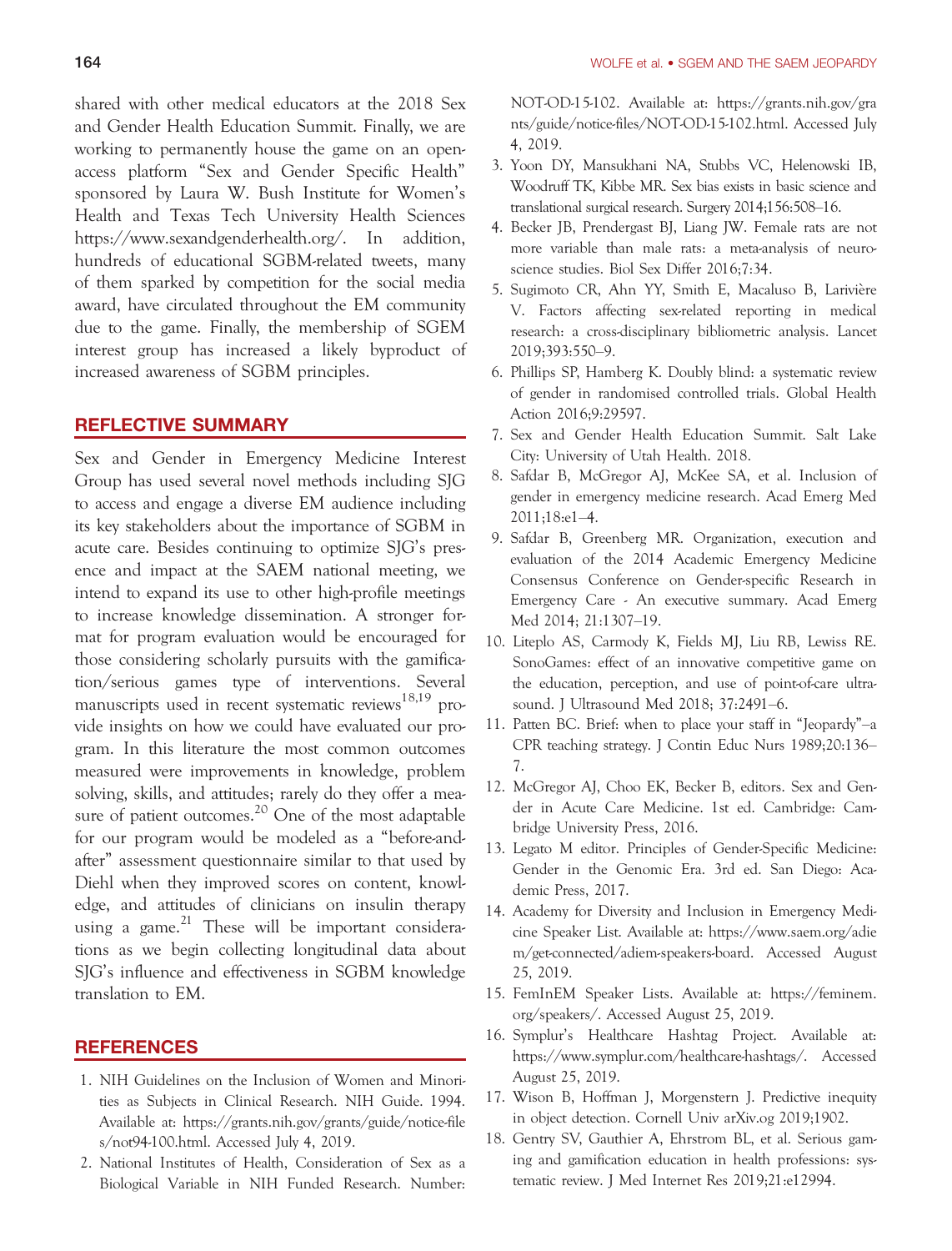shared with other medical educators at the 2018 Sex and Gender Health Education Summit. Finally, we are working to permanently house the game on an open-access platform "Sex and Gender Specific Health" sponsored by Laura W. Bush Institute for Women's Health and Texas Tech University Health Sciences https://www.sexandgenderhealth.org/. In addition, hundreds of educational SGBM-related tweets, many of them sparked by competition for the social media award, have circulated throughout the EM community due to the game. Finally, the membership of SGEM interest group has increased a likely byproduct of increased awareness of SGBM principles.

## REFLECTIVE SUMMARY

Sex and Gender in Emergency Medicine Interest Group has used several novel methods including SJG to access and engage a diverse EM audience including its key stakeholders about the importance of SGBM in acute care. Besides continuing to optimize SJG's presence and impact at the SAEM national meeting, we intend to expand its use to other high-profile meetings to increase knowledge dissemination. A stronger format for program evaluation would be encouraged for those considering scholarly pursuits with the gamification/serious games type of interventions. Several manuscripts used in recent systematic reviews[18,19] provide insights on how we could have evaluated our program. In this literature the most common outcomes measured were improvements in knowledge, problem solving, skills, and attitudes; rarely do they offer a measure of patient outcomes.[20] One of the most adaptable for our program would be modeled as a "before-and-after" assessment questionnaire similar to that used by Diehl when they improved scores on content, knowledge, and attitudes of clinicians on insulin therapy using a game.[21] These will be important considerations as we begin collecting longitudinal data about SJG's influence and effectiveness in SGBM knowledge translation to EM.

## REFERENCES

1. NIH Guidelines on the Inclusion of Women and Minorities as Subjects in Clinical Research. NIH Guide. 1994. Available at: https://grants.nih.gov/grants/guide/notice-files/not94-100.html. Accessed July 4, 2019.
2. National Institutes of Health, Consideration of Sex as a Biological Variable in NIH Funded Research. Number: NOT-OD-15-102. Available at: https://grants.nih.gov/grants/guide/notice-files/NOT-OD-15-102.html. Accessed July 4, 2019.
3. Yoon DY, Mansukhani NA, Stubbs VC, Helenowski IB, Woodruff TK, Kibbe MR. Sex bias exists in basic science and translational surgical research. Surgery 2014;156:508–16.
4. Becker JB, Prendergast BJ, Liang JW. Female rats are not more variable than male rats: a meta-analysis of neuroscience studies. Biol Sex Differ 2016;7:34.
5. Sugimoto CR, Ahn YY, Smith E, Macaluso B, Larivière V. Factors affecting sex-related reporting in medical research: a cross-disciplinary bibliometric analysis. Lancet 2019;393:550–9.
6. Phillips SP, Hamberg K. Doubly blind: a systematic review of gender in randomised controlled trials. Global Health Action 2016;9:29597.
7. Sex and Gender Health Education Summit. Salt Lake City: University of Utah Health. 2018.
8. Safdar B, McGregor AJ, McKee SA, et al. Inclusion of gender in emergency medicine research. Acad Emerg Med 2011;18:e1–4.
9. Safdar B, Greenberg MR. Organization, execution and evaluation of the 2014 Academic Emergency Medicine Consensus Conference on Gender-specific Research in Emergency Care - An executive summary. Acad Emerg Med 2014; 21:1307–19.
10. Liteplo AS, Carmody K, Fields MJ, Liu RB, Lewiss RE. SonoGames: effect of an innovative competitive game on the education, perception, and use of point-of-care ultrasound. J Ultrasound Med 2018; 37:2491–6.
11. Patten BC. Brief: when to place your staff in "Jeopardy"–a CPR teaching strategy. J Contin Educ Nurs 1989;20:136–7.
12. McGregor AJ, Choo EK, Becker B, editors. Sex and Gender in Acute Care Medicine. 1st ed. Cambridge: Cambridge University Press, 2016.
13. Legato M editor. Principles of Gender-Specific Medicine: Gender in the Genomic Era. 3rd ed. San Diego: Academic Press, 2017.
14. Academy for Diversity and Inclusion in Emergency Medicine Speaker List. Available at: https://www.saem.org/adiem/get-connected/adiem-speakers-board. Accessed August 25, 2019.
15. FemInEM Speaker Lists. Available at: https://feminem.org/speakers/. Accessed August 25, 2019.
16. Symplur's Healthcare Hashtag Project. Available at: https://www.symplur.com/healthcare-hashtags/. Accessed August 25, 2019.
17. Wison B, Hoffman J, Morgenstern J. Predictive inequity in object detection. Cornell Univ arXiv.og 2019;1902.
18. Gentry SV, Gauthier A, Ehrstrom BL, et al. Serious gaming and gamification education in health professions: systematic review. J Med Internet Res 2019;21:e12994.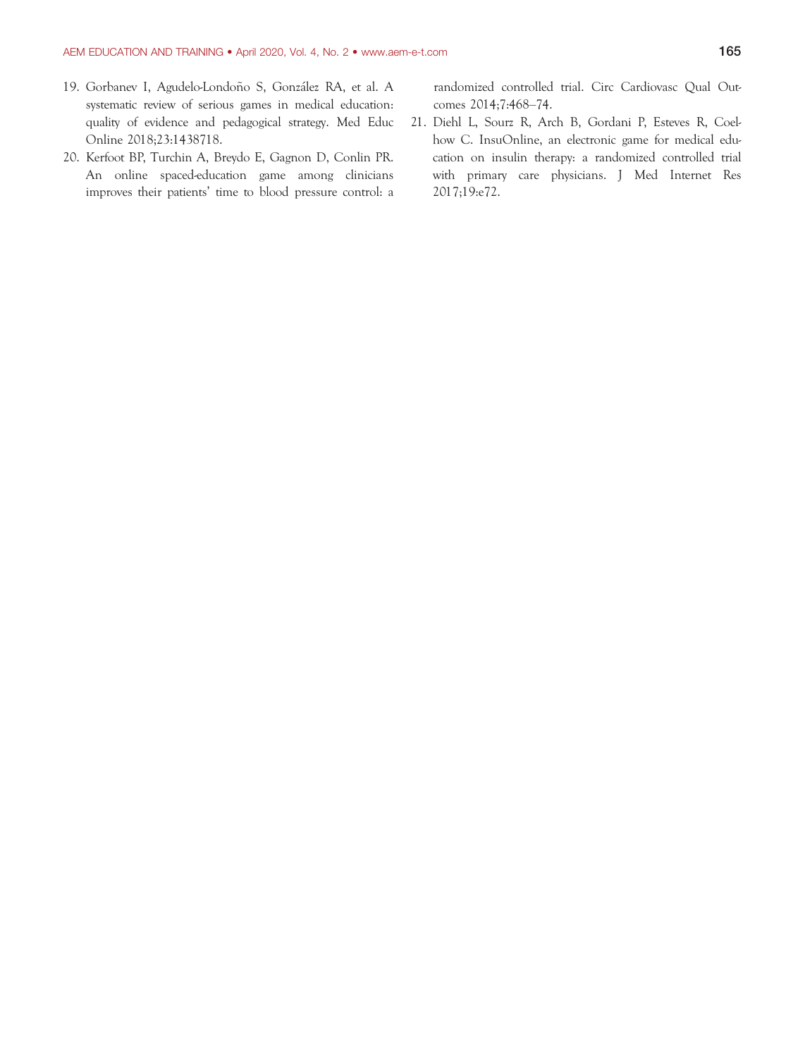19. Gorbanev I, Agudelo-Londoño S, González RA, et al. A systematic review of serious games in medical education: quality of evidence and pedagogical strategy. Med Educ Online 2018;23:1438718.
20. Kerfoot BP, Turchin A, Breydo E, Gagnon D, Conlin PR. An online spaced-education game among clinicians improves their patients' time to blood pressure control: a randomized controlled trial. Circ Cardiovasc Qual Outcomes 2014;7:468–74.
21. Diehl L, Sourz R, Arch B, Gordani P, Esteves R, Coelhow C. InsuOnline, an electronic game for medical education on insulin therapy: a randomized controlled trial with primary care physicians. J Med Internet Res 2017;19:e72.